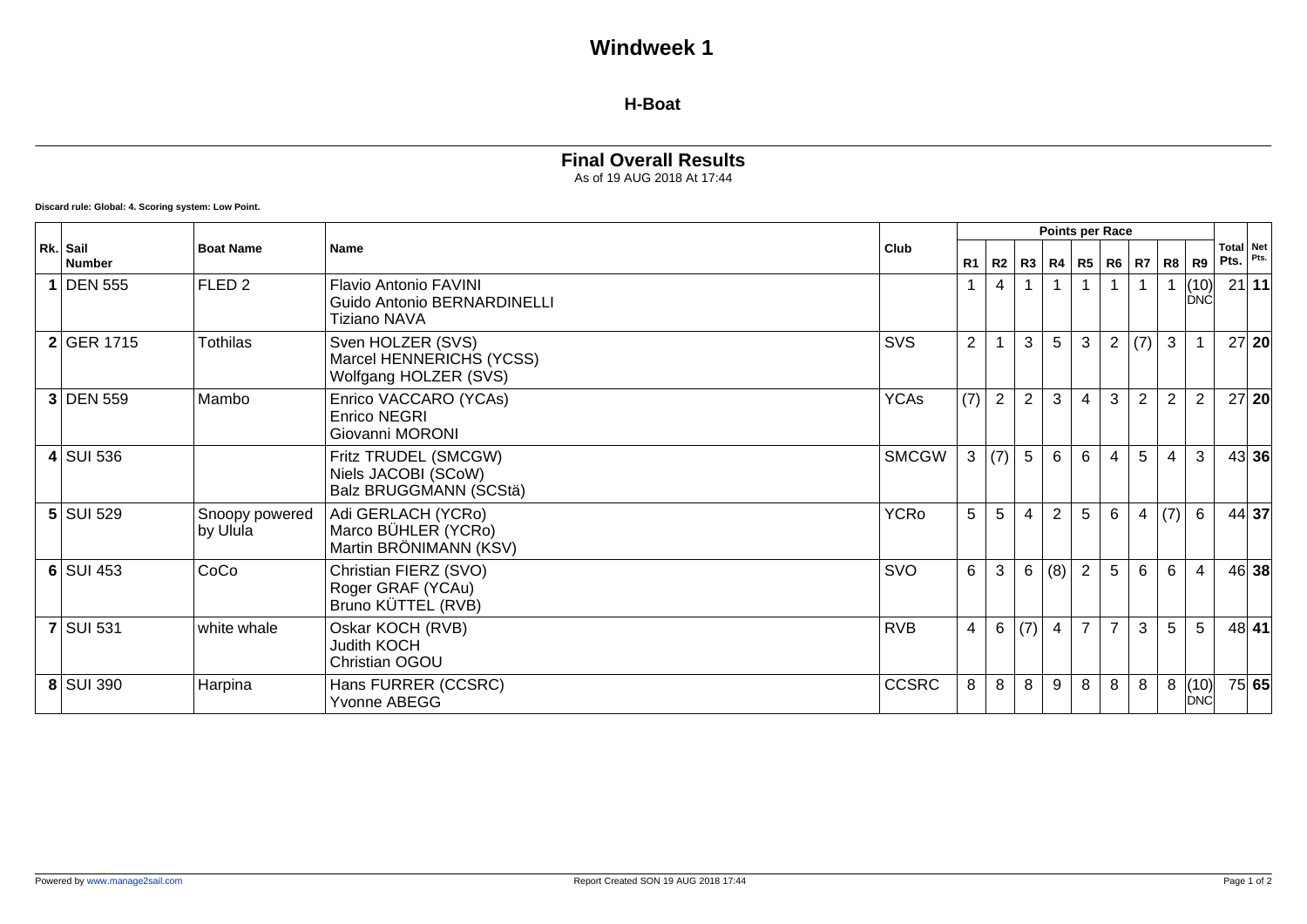# Windweek 1

## H-Boat

### Final Overall Results

As of 19 AUG 2018 At 17:44

**Discard rule: Global: 4. Scoring system: Low Point.**

| Rk. | Sail Number | Boat Name | Name | Club | R1 | R2 | R3 | R4 | R5 | R6 | R7 | R8 | R9 | Total Pts. | Net Pts. |
|---|---|---|---|---|---|---|---|---|---|---|---|---|---|---|---|
| **1** | DEN 555 | FLED 2 | Flavio Antonio FAVINI<br>Guido Antonio BERNARDINELLI<br>Tiziano NAVA | | 1 | 4 | 1 | 1 | 1 | 1 | 1 | 1 | (10) DNC | 21 | **11** |
| **2** | GER 1715 | Tothilas | Sven HOLZER (SVS)<br>Marcel HENNERICHS (YCSS)<br>Wolfgang HOLZER (SVS) | SVS | 2 | 1 | 3 | 5 | 3 | 2 | (7) | 3 | 1 | 27 | **20** |
| **3** | DEN 559 | Mambo | Enrico VACCARO (YCAs)<br>Enrico NEGRI<br>Giovanni MORONI | YCAs | (7) | 2 | 2 | 3 | 4 | 3 | 2 | 2 | 2 | 27 | **20** |
| **4** | SUI 536 | | Fritz TRUDEL (SMCGW)<br>Niels JACOBI (SCoW)<br>Balz BRUGGMANN (SCStä) | SMCGW | 3 | (7) | 5 | 6 | 6 | 4 | 5 | 4 | 3 | 43 | **36** |
| **5** | SUI 529 | Snoopy powered by Ulula | Adi GERLACH (YCRo)<br>Marco BÜHLER (YCRo)<br>Martin BRÖNIMANN (KSV) | YCRo | 5 | 5 | 4 | 2 | 5 | 6 | 4 | (7) | 6 | 44 | **37** |
| **6** | SUI 453 | CoCo | Christian FIERZ (SVO)<br>Roger GRAF (YCAu)<br>Bruno KÜTTEL (RVB) | SVO | 6 | 3 | 6 | (8) | 2 | 5 | 6 | 6 | 4 | 46 | **38** |
| **7** | SUI 531 | white whale | Oskar KOCH (RVB)<br>Judith KOCH<br>Christian OGOU | RVB | 4 | 6 | (7) | 4 | 7 | 7 | 3 | 5 | 5 | 48 | **41** |
| **8** | SUI 390 | Harpina | Hans FURRER (CCSRC)<br>Yvonne ABEGG | CCSRC | 8 | 8 | 8 | 9 | 8 | 8 | 8 | 8 | (10) DNC | 75 | **65** |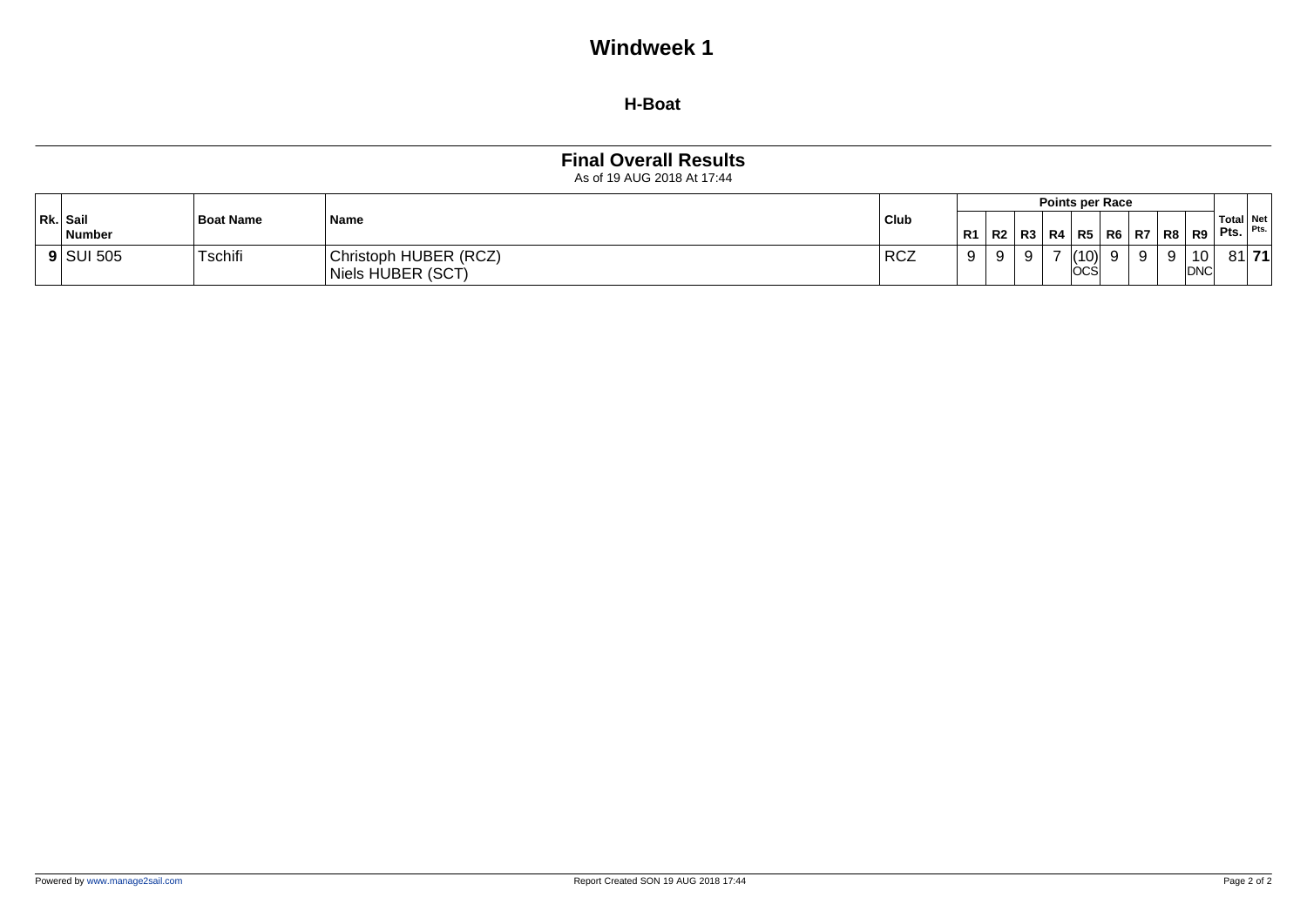# Windweek 1

## H-Boat

### Final Overall Results

As of 19 AUG 2018 At 17:44

| Rk. | Sail Number | Boat Name | Name | Club | Points per Race | | | | | | | | | Total Pts. | Net Pts. |
|---|---|---|---|---|---|---|---|---|---|---|---|---|---|---|---|
| | | | | | R1 | R2 | R3 | R4 | R5 | R6 | R7 | R8 | R9 | | |
| **9** | SUI 505 | Tschifi | Christoph HUBER (RCZ)<br>Niels HUBER (SCT) | RCZ | 9 | 9 | 9 | 7 | (10) OCS | 9 | 9 | 9 | 10 DNC | 81 | **71** |

Powered by www.manage2sail.com

Report Created SON 19 AUG 2018 17:44